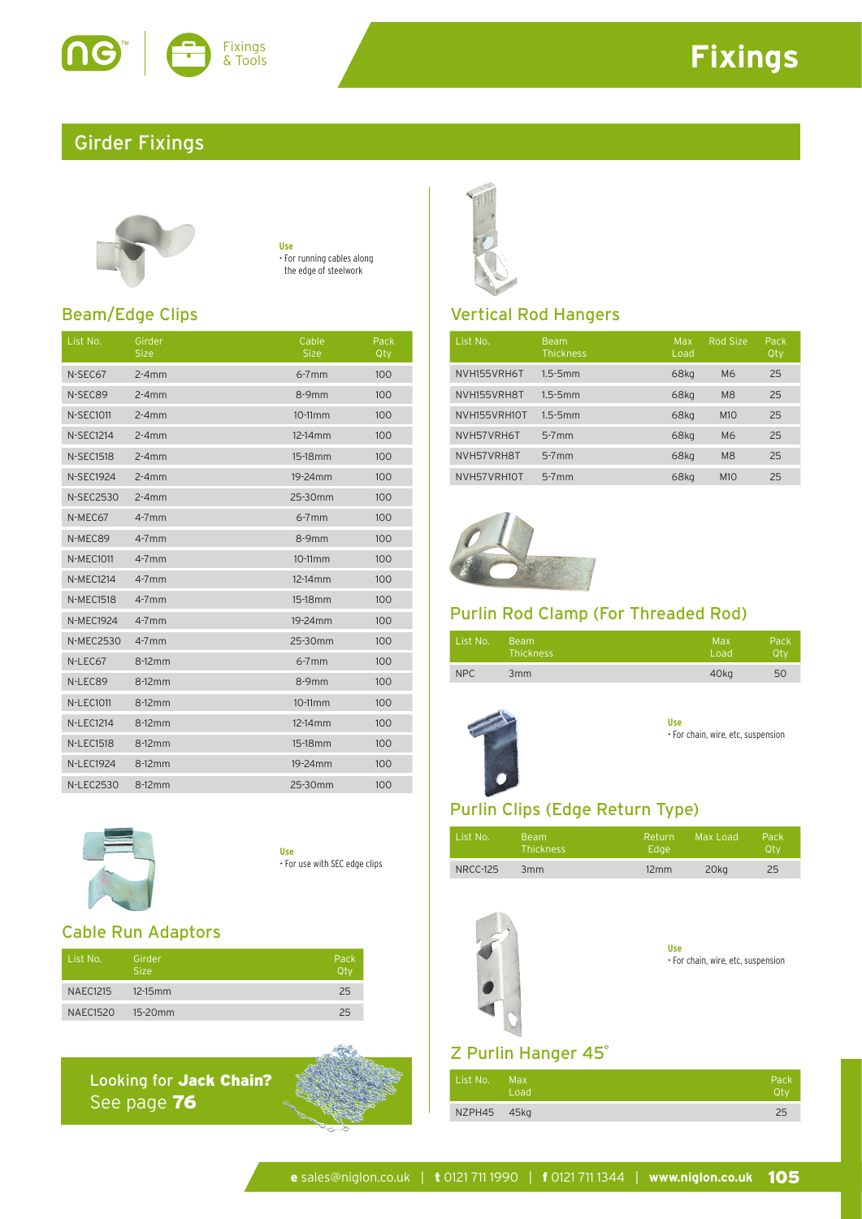# Fixings

## Girder Fixings

### Beam/Edge Clips

**Use**
- For running cables along the edge of steelwork

| List No. | Girder Size | Cable Size | Pack Qty |
|---|---|---|---|
| N-SEC67 | 2-4mm | 6-7mm | 100 |
| N-SEC89 | 2-4mm | 8-9mm | 100 |
| N-SEC1011 | 2-4mm | 10-11mm | 100 |
| N-SEC1214 | 2-4mm | 12-14mm | 100 |
| N-SEC1518 | 2-4mm | 15-18mm | 100 |
| N-SEC1924 | 2-4mm | 19-24mm | 100 |
| N-SEC2530 | 2-4mm | 25-30mm | 100 |
| N-MEC67 | 4-7mm | 6-7mm | 100 |
| N-MEC89 | 4-7mm | 8-9mm | 100 |
| N-MEC1011 | 4-7mm | 10-11mm | 100 |
| N-MEC1214 | 4-7mm | 12-14mm | 100 |
| N-MEC1518 | 4-7mm | 15-18mm | 100 |
| N-MEC1924 | 4-7mm | 19-24mm | 100 |
| N-MEC2530 | 4-7mm | 25-30mm | 100 |
| N-LEC67 | 8-12mm | 6-7mm | 100 |
| N-LEC89 | 8-12mm | 8-9mm | 100 |
| N-LEC1011 | 8-12mm | 10-11mm | 100 |
| N-LEC1214 | 8-12mm | 12-14mm | 100 |
| N-LEC1518 | 8-12mm | 15-18mm | 100 |
| N-LEC1924 | 8-12mm | 19-24mm | 100 |
| N-LEC2530 | 8-12mm | 25-30mm | 100 |

### Cable Run Adaptors

**Use**
- For use with SEC edge clips

| List No. | Girder Size | Pack Qty |
|---|---|---|
| NAEC1215 | 12-15mm | 25 |
| NAEC1520 | 15-20mm | 25 |

Looking for **Jack Chain?** See page **76**

### Vertical Rod Hangers

| List No. | Beam Thickness | Max Load | Rod Size | Pack Qty |
|---|---|---|---|---|
| NVH155VRH6T | 1.5-5mm | 68kg | M6 | 25 |
| NVH155VRH8T | 1.5-5mm | 68kg | M8 | 25 |
| NVH155VRH10T | 1.5-5mm | 68kg | M10 | 25 |
| NVH57VRH6T | 5-7mm | 68kg | M6 | 25 |
| NVH57VRH8T | 5-7mm | 68kg | M8 | 25 |
| NVH57VRH10T | 5-7mm | 68kg | M10 | 25 |

### Purlin Rod Clamp (For Threaded Rod)

| List No. | Beam Thickness | Max Load | Pack Qty |
|---|---|---|---|
| NPC | 3mm | 40kg | 50 |

### Purlin Clips (Edge Return Type)

**Use**
- For chain, wire, etc, suspension

| List No. | Beam Thickness | Return Edge | Max Load | Pack Qty |
|---|---|---|---|---|
| NRCC-125 | 3mm | 12mm | 20kg | 25 |

### Z Purlin Hanger 45°

**Use**
- For chain, wire, etc, suspension

| List No. | Max Load | Pack Qty |
|---|---|---|
| NZPH45 | 45kg | 25 |

**e** sales@niglon.co.uk | **t** 0121 711 1990 | **f** 0121 711 1344 | **www.niglon.co.uk**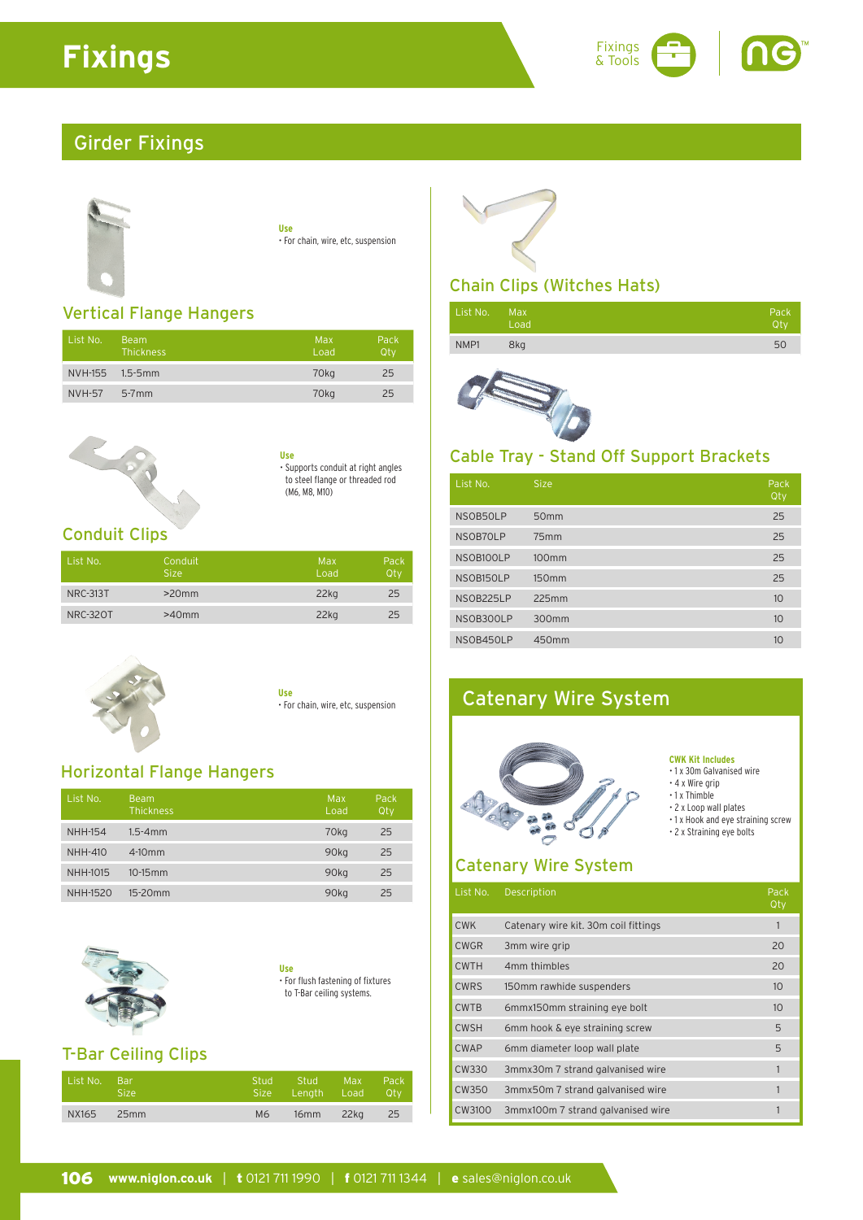# Fixings

## Girder Fixings

### Vertical Flange Hangers

**Use**
- For chain, wire, etc, suspension

| List No. | Beam Thickness | Max Load | Pack Qty |
|---|---|---|---|
| NVH-155 | 1.5-5mm | 70kg | 25 |
| NVH-57 | 5-7mm | 70kg | 25 |

### Conduit Clips

**Use**
- Supports conduit at right angles to steel flange or threaded rod (M6, M8, M10)

| List No. | Conduit Size | Max Load | Pack Qty |
|---|---|---|---|
| NRC-313T | >20mm | 22kg | 25 |
| NRC-320T | >40mm | 22kg | 25 |

### Horizontal Flange Hangers

**Use**
- For chain, wire, etc, suspension

| List No. | Beam Thickness | Max Load | Pack Qty |
|---|---|---|---|
| NHH-154 | 1.5-4mm | 70kg | 25 |
| NHH-410 | 4-10mm | 90kg | 25 |
| NHH-1015 | 10-15mm | 90kg | 25 |
| NHH-1520 | 15-20mm | 90kg | 25 |

### T-Bar Ceiling Clips

**Use**
- For flush fastening of fixtures to T-Bar ceiling systems.

| List No. | Bar Size | Stud Size | Stud Length | Max Load | Pack Qty |
|---|---|---|---|---|---|
| NX165 | 25mm | M6 | 16mm | 22kg | 25 |

### Chain Clips (Witches Hats)

| List No. | Max Load | Pack Qty |
|---|---|---|
| NMP1 | 8kg | 50 |

### Cable Tray - Stand Off Support Brackets

| List No. | Size | Pack Qty |
|---|---|---|
| NSOB50LP | 50mm | 25 |
| NSOB70LP | 75mm | 25 |
| NSOB100LP | 100mm | 25 |
| NSOB150LP | 150mm | 25 |
| NSOB225LP | 225mm | 10 |
| NSOB300LP | 300mm | 10 |
| NSOB450LP | 450mm | 10 |

## Catenary Wire System

**CWK Kit Includes**
- 1 x 30m Galvanised wire
- 4 x Wire grip
- 1 x Thimble
- 2 x Loop wall plates
- 1 x Hook and eye straining screw
- 2 x Straining eye bolts

### Catenary Wire System

| List No. | Description | Pack Qty |
|---|---|---|
| CWK | Catenary wire kit. 30m coil fittings | 1 |
| CWGR | 3mm wire grip | 20 |
| CWTH | 4mm thimbles | 20 |
| CWRS | 150mm rawhide suspenders | 10 |
| CWTB | 6mmx150mm straining eye bolt | 10 |
| CWSH | 6mm hook & eye straining screw | 5 |
| CWAP | 6mm diameter loop wall plate | 5 |
| CW330 | 3mmx30m 7 strand galvanised wire | 1 |
| CW350 | 3mmx50m 7 strand galvanised wire | 1 |
| CW3100 | 3mmx100m 7 strand galvanised wire | 1 |